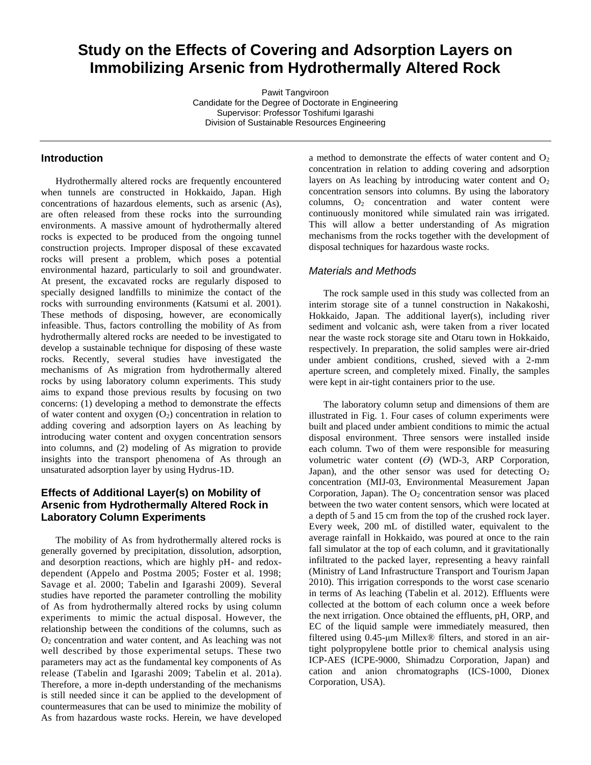# Study on the Effects of Covering and Adsorption Layers on Immobilizing Arsenic from Hydrothermally Altered Rock

Pawit Tangviroon
Candidate for the Degree of Doctorate in Engineering
Supervisor: Professor Toshifumi Igarashi
Division of Sustainable Resources Engineering

## Introduction

Hydrothermally altered rocks are frequently encountered when tunnels are constructed in Hokkaido, Japan. High concentrations of hazardous elements, such as arsenic (As), are often released from these rocks into the surrounding environments. A massive amount of hydrothermally altered rocks is expected to be produced from the ongoing tunnel construction projects. Improper disposal of these excavated rocks will present a problem, which poses a potential environmental hazard, particularly to soil and groundwater. At present, the excavated rocks are regularly disposed to specially designed landfills to minimize the contact of the rocks with surrounding environments (Katsumi et al. 2001). These methods of disposing, however, are economically infeasible. Thus, factors controlling the mobility of As from hydrothermally altered rocks are needed to be investigated to develop a sustainable technique for disposing of these waste rocks. Recently, several studies have investigated the mechanisms of As migration from hydrothermally altered rocks by using laboratory column experiments. This study aims to expand those previous results by focusing on two concerns: (1) developing a method to demonstrate the effects of water content and oxygen ($O_2$) concentration in relation to adding covering and adsorption layers on As leaching by introducing water content and oxygen concentration sensors into columns, and (2) modeling of As migration to provide insights into the transport phenomena of As through an unsaturated adsorption layer by using Hydrus-1D.

## Effects of Additional Layer(s) on Mobility of Arsenic from Hydrothermally Altered Rock in Laboratory Column Experiments

The mobility of As from hydrothermally altered rocks is generally governed by precipitation, dissolution, adsorption, and desorption reactions, which are highly pH- and redox-dependent (Appelo and Postma 2005; Foster et al. 1998; Savage et al. 2000; Tabelin and Igarashi 2009). Several studies have reported the parameter controlling the mobility of As from hydrothermally altered rocks by using column experiments to mimic the actual disposal. However, the relationship between the conditions of the columns, such as $O_2$ concentration and water content, and As leaching was not well described by those experimental setups. These two parameters may act as the fundamental key components of As release (Tabelin and Igarashi 2009; Tabelin et al. 201a). Therefore, a more in-depth understanding of the mechanisms is still needed since it can be applied to the development of countermeasures that can be used to minimize the mobility of As from hazardous waste rocks. Herein, we have developed a method to demonstrate the effects of water content and $O_2$ concentration in relation to adding covering and adsorption layers on As leaching by introducing water content and $O_2$ concentration sensors into columns. By using the laboratory columns, $O_2$ concentration and water content were continuously monitored while simulated rain was irrigated. This will allow a better understanding of As migration mechanisms from the rocks together with the development of disposal techniques for hazardous waste rocks.

### *Materials and Methods*

The rock sample used in this study was collected from an interim storage site of a tunnel construction in Nakakoshi, Hokkaido, Japan. The additional layer(s), including river sediment and volcanic ash, were taken from a river located near the waste rock storage site and Otaru town in Hokkaido, respectively. In preparation, the solid samples were air-dried under ambient conditions, crushed, sieved with a 2-mm aperture screen, and completely mixed. Finally, the samples were kept in air-tight containers prior to the use.

The laboratory column setup and dimensions of them are illustrated in Fig. 1. Four cases of column experiments were built and placed under ambient conditions to mimic the actual disposal environment. Three sensors were installed inside each column. Two of them were responsible for measuring volumetric water content ($\Theta$) (WD-3, ARP Corporation, Japan), and the other sensor was used for detecting $O_2$ concentration (MIJ-03, Environmental Measurement Japan Corporation, Japan). The $O_2$ concentration sensor was placed between the two water content sensors, which were located at a depth of 5 and 15 cm from the top of the crushed rock layer. Every week, 200 mL of distilled water, equivalent to the average rainfall in Hokkaido, was poured at once to the rain fall simulator at the top of each column, and it gravitationally infiltrated to the packed layer, representing a heavy rainfall (Ministry of Land Infrastructure Transport and Tourism Japan 2010). This irrigation corresponds to the worst case scenario in terms of As leaching (Tabelin et al. 2012). Effluents were collected at the bottom of each column once a week before the next irrigation. Once obtained the effluents, pH, ORP, and EC of the liquid sample were immediately measured, then filtered using 0.45-μm Millex® filters, and stored in an air-tight polypropylene bottle prior to chemical analysis using ICP-AES (ICPE-9000, Shimadzu Corporation, Japan) and cation and anion chromatographs (ICS-1000, Dionex Corporation, USA).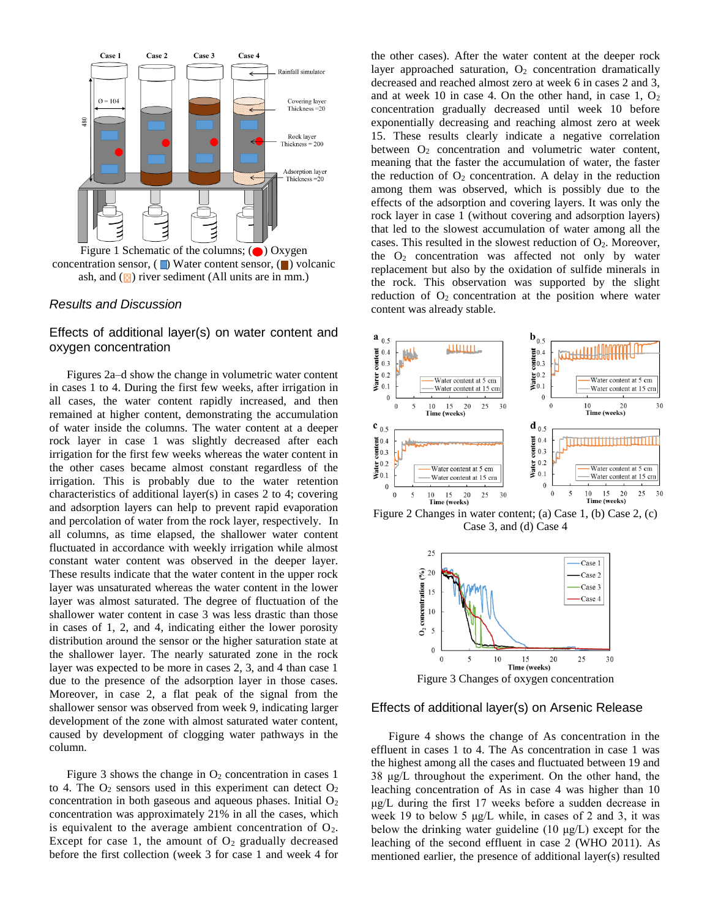Figure 1 Schematic of the columns; (●) Oxygen concentration sensor, (■) Water content sensor, (■) volcanic ash, and (■) river sediment (All units are in mm.)

## Results and Discussion

### Effects of additional layer(s) on water content and oxygen concentration

Figures 2a–d show the change in volumetric water content in cases 1 to 4. During the first few weeks, after irrigation in all cases, the water content rapidly increased, and then remained at higher content, demonstrating the accumulation of water inside the columns. The water content at a deeper rock layer in case 1 was slightly decreased after each irrigation for the first few weeks whereas the water content in the other cases became almost constant regardless of the irrigation. This is probably due to the water retention characteristics of additional layer(s) in cases 2 to 4; covering and adsorption layers can help to prevent rapid evaporation and percolation of water from the rock layer, respectively. In all columns, as time elapsed, the shallower water content fluctuated in accordance with weekly irrigation while almost constant water content was observed in the deeper layer. These results indicate that the water content in the upper rock layer was unsaturated whereas the water content in the lower layer was almost saturated. The degree of fluctuation of the shallower water content in case 3 was less drastic than those in cases of 1, 2, and 4, indicating either the lower porosity distribution around the sensor or the higher saturation state at the shallower layer. The nearly saturated zone in the rock layer was expected to be more in cases 2, 3, and 4 than case 1 due to the presence of the adsorption layer in those cases. Moreover, in case 2, a flat peak of the signal from the shallower sensor was observed from week 9, indicating larger development of the zone with almost saturated water content, caused by development of clogging water pathways in the column.

Figure 3 shows the change in $O_2$ concentration in cases 1 to 4. The $O_2$ sensors used in this experiment can detect $O_2$ concentration in both gaseous and aqueous phases. Initial $O_2$ concentration was approximately 21% in all the cases, which is equivalent to the average ambient concentration of $O_2$. Except for case 1, the amount of $O_2$ gradually decreased before the first collection (week 3 for case 1 and week 4 for the other cases). After the water content at the deeper rock layer approached saturation, $O_2$ concentration dramatically decreased and reached almost zero at week 6 in cases 2 and 3, and at week 10 in case 4. On the other hand, in case 1, $O_2$ concentration gradually decreased until week 10 before exponentially decreasing and reaching almost zero at week 15. These results clearly indicate a negative correlation between $O_2$ concentration and volumetric water content, meaning that the faster the accumulation of water, the faster the reduction of $O_2$ concentration. A delay in the reduction among them was observed, which is possibly due to the effects of the adsorption and covering layers. It was only the rock layer in case 1 (without covering and adsorption layers) that led to the slowest accumulation of water among all the cases. This resulted in the slowest reduction of $O_2$. Moreover, the $O_2$ concentration was affected not only by water replacement but also by the oxidation of sulfide minerals in the rock. This observation was supported by the slight reduction of $O_2$ concentration at the position where water content was already stable.

Figure 2 Changes in water content; (a) Case 1, (b) Case 2, (c) Case 3, and (d) Case 4

Figure 3 Changes of oxygen concentration

### Effects of additional layer(s) on Arsenic Release

Figure 4 shows the change of As concentration in the effluent in cases 1 to 4. The As concentration in case 1 was the highest among all the cases and fluctuated between 19 and 38 μg/L throughout the experiment. On the other hand, the leaching concentration of As in case 4 was higher than 10 μg/L during the first 17 weeks before a sudden decrease in week 19 to below 5 μg/L while, in cases of 2 and 3, it was below the drinking water guideline (10 μg/L) except for the leaching of the second effluent in case 2 (WHO 2011). As mentioned earlier, the presence of additional layer(s) resulted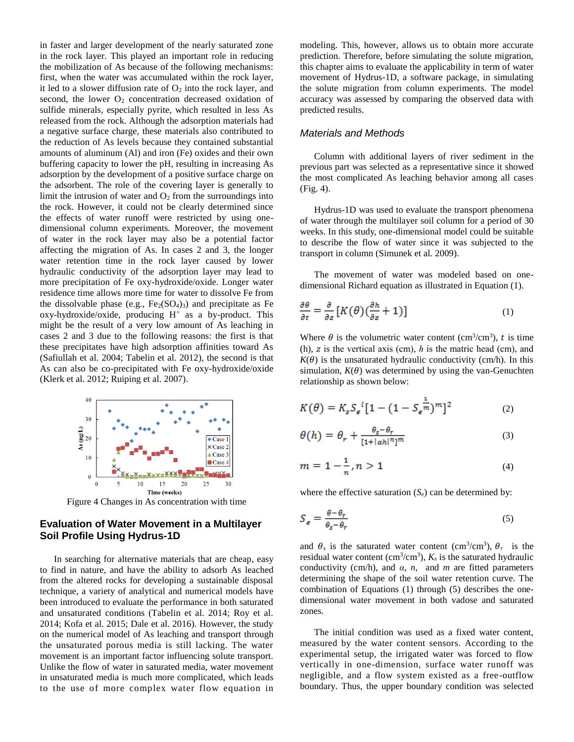in faster and larger development of the nearly saturated zone in the rock layer. This played an important role in reducing the mobilization of As because of the following mechanisms: first, when the water was accumulated within the rock layer, it led to a slower diffusion rate of $O_2$ into the rock layer, and second, the lower $O_2$ concentration decreased oxidation of sulfide minerals, especially pyrite, which resulted in less As released from the rock. Although the adsorption materials had a negative surface charge, these materials also contributed to the reduction of As levels because they contained substantial amounts of aluminum (Al) and iron (Fe) oxides and their own buffering capacity to lower the pH, resulting in increasing As adsorption by the development of a positive surface charge on the adsorbent. The role of the covering layer is generally to limit the intrusion of water and $O_2$ from the surroundings into the rock. However, it could not be clearly determined since the effects of water runoff were restricted by using one-dimensional column experiments. Moreover, the movement of water in the rock layer may also be a potential factor affecting the migration of As. In cases 2 and 3, the longer water retention time in the rock layer caused by lower hydraulic conductivity of the adsorption layer may lead to more precipitation of Fe oxy-hydroxide/oxide. Longer water residence time allows more time for water to dissolve Fe from the dissolvable phase (e.g., $Fe_2(SO_4)_3$) and precipitate as Fe oxy-hydroxide/oxide, producing $H^+$ as a by-product. This might be the result of a very low amount of As leaching in cases 2 and 3 due to the following reasons: the first is that these precipitates have high adsorption affinities toward As (Safiullah et al. 2004; Tabelin et al. 2012), the second is that As can also be co-precipitated with Fe oxy-hydroxide/oxide (Klerk et al. 2012; Ruiping et al. 2007).

Figure 4 Changes in As concentration with time

## Evaluation of Water Movement in a Multilayer Soil Profile Using Hydrus-1D

In searching for alternative materials that are cheap, easy to find in nature, and have the ability to adsorb As leached from the altered rocks for developing a sustainable disposal technique, a variety of analytical and numerical models have been introduced to evaluate the performance in both saturated and unsaturated conditions (Tabelin et al. 2014; Roy et al. 2014; Kofa et al. 2015; Dale et al. 2016). However, the study on the numerical model of As leaching and transport through the unsaturated porous media is still lacking. The water movement is an important factor influencing solute transport. Unlike the flow of water in saturated media, water movement in unsaturated media is much more complicated, which leads to the use of more complex water flow equation in modeling. This, however, allows us to obtain more accurate prediction. Therefore, before simulating the solute migration, this chapter aims to evaluate the applicability in term of water movement of Hydrus-1D, a software package, in simulating the solute migration from column experiments. The model accuracy was assessed by comparing the observed data with predicted results.

### Materials and Methods

Column with additional layers of river sediment in the previous part was selected as a representative since it showed the most complicated As leaching behavior among all cases (Fig. 4).

Hydrus-1D was used to evaluate the transport phenomena of water through the multilayer soil column for a period of 30 weeks. In this study, one-dimensional model could be suitable to describe the flow of water since it was subjected to the transport in column (Simunek et al. 2009).

The movement of water was modeled based on one-dimensional Richard equation as illustrated in Equation (1).

$$\frac{\partial \theta}{\partial t} = \frac{\partial}{\partial z}\left[K(\theta)\left(\frac{\partial h}{\partial z} + 1\right)\right] \quad (1)$$

Where $\theta$ is the volumetric water content ($cm^3/cm^3$), $t$ is time (h), $z$ is the vertical axis (cm), $h$ is the matric head (cm), and $K(\theta)$ is the unsaturated hydraulic conductivity (cm/h). In this simulation, $K(\theta)$ was determined by using the van-Genuchten relationship as shown below:

$$K(\theta) = K_s S_e^{\,l}\left[1 - \left(1 - S_e^{\frac{1}{m}}\right)^m\right]^2 \quad (2)$$

$$\theta(h) = \theta_r + \frac{\theta_s - \theta_r}{[1+|\alpha h|^n]^m} \quad (3)$$

$$m = 1 - \frac{1}{n}, n > 1 \quad (4)$$

where the effective saturation ($S_e$) can be determined by:

$$S_e = \frac{\theta - \theta_r}{\theta_s - \theta_r} \quad (5)$$

and $\theta_s$ is the saturated water content ($cm^3/cm^3$), $\theta_r$ is the residual water content ($cm^3/cm^3$), $K_s$ is the saturated hydraulic conductivity (cm/h), and $\alpha$, $n$, and $m$ are fitted parameters determining the shape of the soil water retention curve. The combination of Equations (1) through (5) describes the one-dimensional water movement in both vadose and saturated zones.

The initial condition was used as a fixed water content, measured by the water content sensors. According to the experimental setup, the irrigated water was forced to flow vertically in one-dimension, surface water runoff was negligible, and a flow system existed as a free-outflow boundary. Thus, the upper boundary condition was selected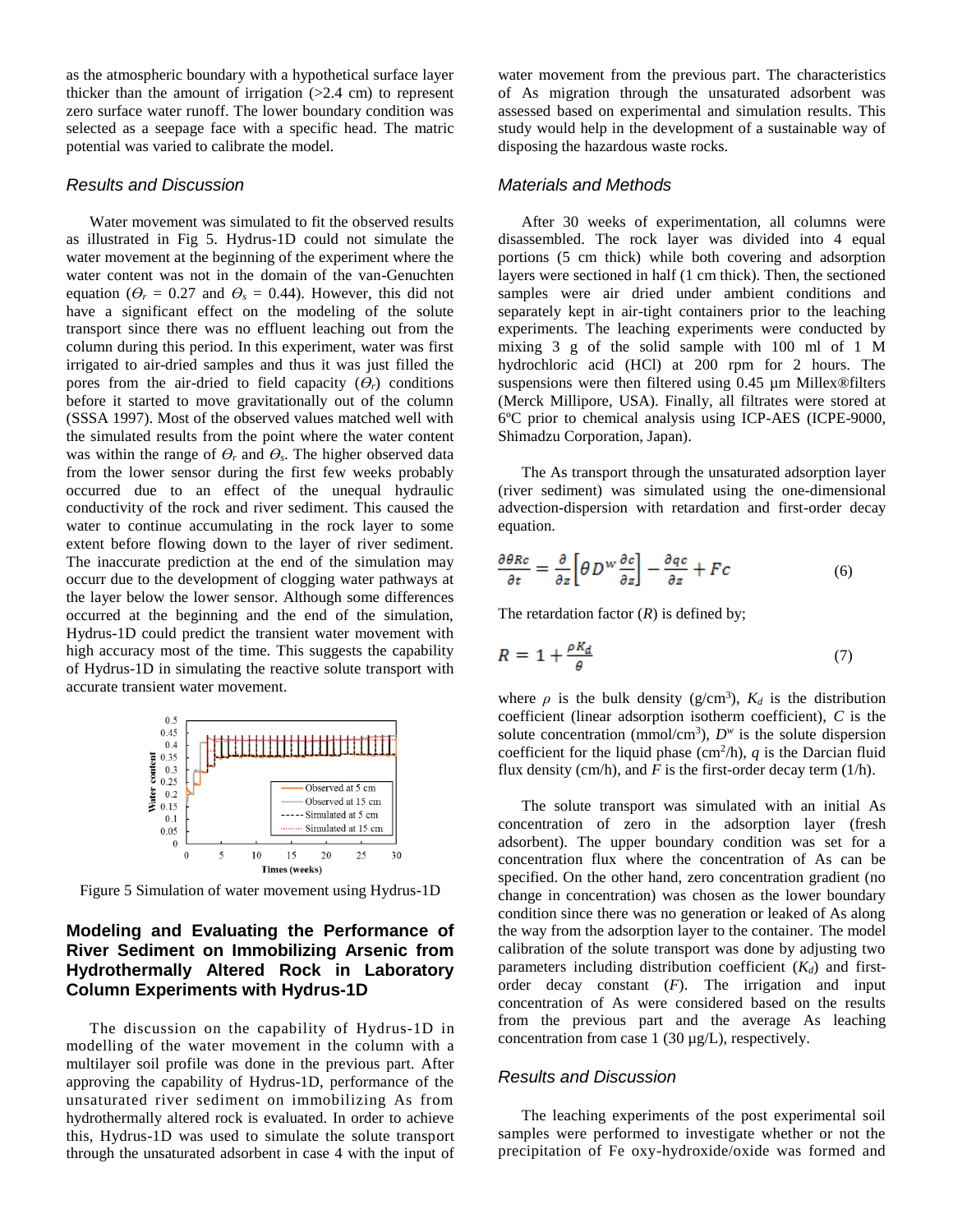as the atmospheric boundary with a hypothetical surface layer thicker than the amount of irrigation (>2.4 cm) to represent zero surface water runoff. The lower boundary condition was selected as a seepage face with a specific head. The matric potential was varied to calibrate the model.

### *Results and Discussion*

Water movement was simulated to fit the observed results as illustrated in Fig 5. Hydrus-1D could not simulate the water movement at the beginning of the experiment where the water content was not in the domain of the van-Genuchten equation ($\Theta_r$ = 0.27 and $\Theta_s$ = 0.44). However, this did not have a significant effect on the modeling of the solute transport since there was no effluent leaching out from the column during this period. In this experiment, water was first irrigated to air-dried samples and thus it was just filled the pores from the air-dried to field capacity ($\Theta_r$) conditions before it started to move gravitationally out of the column (SSSA 1997). Most of the observed values matched well with the simulated results from the point where the water content was within the range of $\Theta_r$ and $\Theta_s$. The higher observed data from the lower sensor during the first few weeks probably occurred due to an effect of the unequal hydraulic conductivity of the rock and river sediment. This caused the water to continue accumulating in the rock layer to some extent before flowing down to the layer of river sediment. The inaccurate prediction at the end of the simulation may occurr due to the development of clogging water pathways at the layer below the lower sensor. Although some differences occurred at the beginning and the end of the simulation, Hydrus-1D could predict the transient water movement with high accuracy most of the time. This suggests the capability of Hydrus-1D in simulating the reactive solute transport with accurate transient water movement.

Figure 5 Simulation of water movement using Hydrus-1D

## Modeling and Evaluating the Performance of River Sediment on Immobilizing Arsenic from Hydrothermally Altered Rock in Laboratory Column Experiments with Hydrus-1D

The discussion on the capability of Hydrus-1D in modelling of the water movement in the column with a multilayer soil profile was done in the previous part. After approving the capability of Hydrus-1D, performance of the unsaturated river sediment on immobilizing As from hydrothermally altered rock is evaluated. In order to achieve this, Hydrus-1D was used to simulate the solute transport through the unsaturated adsorbent in case 4 with the input of water movement from the previous part. The characteristics of As migration through the unsaturated adsorbent was assessed based on experimental and simulation results. This study would help in the development of a sustainable way of disposing the hazardous waste rocks.

### *Materials and Methods*

After 30 weeks of experimentation, all columns were disassembled. The rock layer was divided into 4 equal portions (5 cm thick) while both covering and adsorption layers were sectioned in half (1 cm thick). Then, the sectioned samples were air dried under ambient conditions and separately kept in air-tight containers prior to the leaching experiments. The leaching experiments were conducted by mixing 3 g of the solid sample with 100 ml of 1 M hydrochloric acid (HCl) at 200 rpm for 2 hours. The suspensions were then filtered using 0.45 µm Millex®filters (Merck Millipore, USA). Finally, all filtrates were stored at 6ºC prior to chemical analysis using ICP-AES (ICPE-9000, Shimadzu Corporation, Japan).

The As transport through the unsaturated adsorption layer (river sediment) was simulated using the one-dimensional advection-dispersion with retardation and first-order decay equation.

$$\frac{\partial \theta R c}{\partial t} = \frac{\partial}{\partial z}\left[\theta D^{w} \frac{\partial c}{\partial z}\right] - \frac{\partial q c}{\partial z} + F c \qquad (6)$$

The retardation factor ($R$) is defined by;

$$R = 1 + \frac{\rho K_d}{\theta} \qquad (7)$$

where $\rho$ is the bulk density (g/cm$^3$), $K_d$ is the distribution coefficient (linear adsorption isotherm coefficient), $C$ is the solute concentration (mmol/cm$^3$), $D^w$ is the solute dispersion coefficient for the liquid phase (cm$^2$/h), $q$ is the Darcian fluid flux density (cm/h), and $F$ is the first-order decay term (1/h).

The solute transport was simulated with an initial As concentration of zero in the adsorption layer (fresh adsorbent). The upper boundary condition was set for a concentration flux where the concentration of As can be specified. On the other hand, zero concentration gradient (no change in concentration) was chosen as the lower boundary condition since there was no generation or leaked of As along the way from the adsorption layer to the container. The model calibration of the solute transport was done by adjusting two parameters including distribution coefficient ($K_d$) and first-order decay constant ($F$). The irrigation and input concentration of As were considered based on the results from the previous part and the average As leaching concentration from case 1 (30 µg/L), respectively.

### *Results and Discussion*

The leaching experiments of the post experimental soil samples were performed to investigate whether or not the precipitation of Fe oxy-hydroxide/oxide was formed and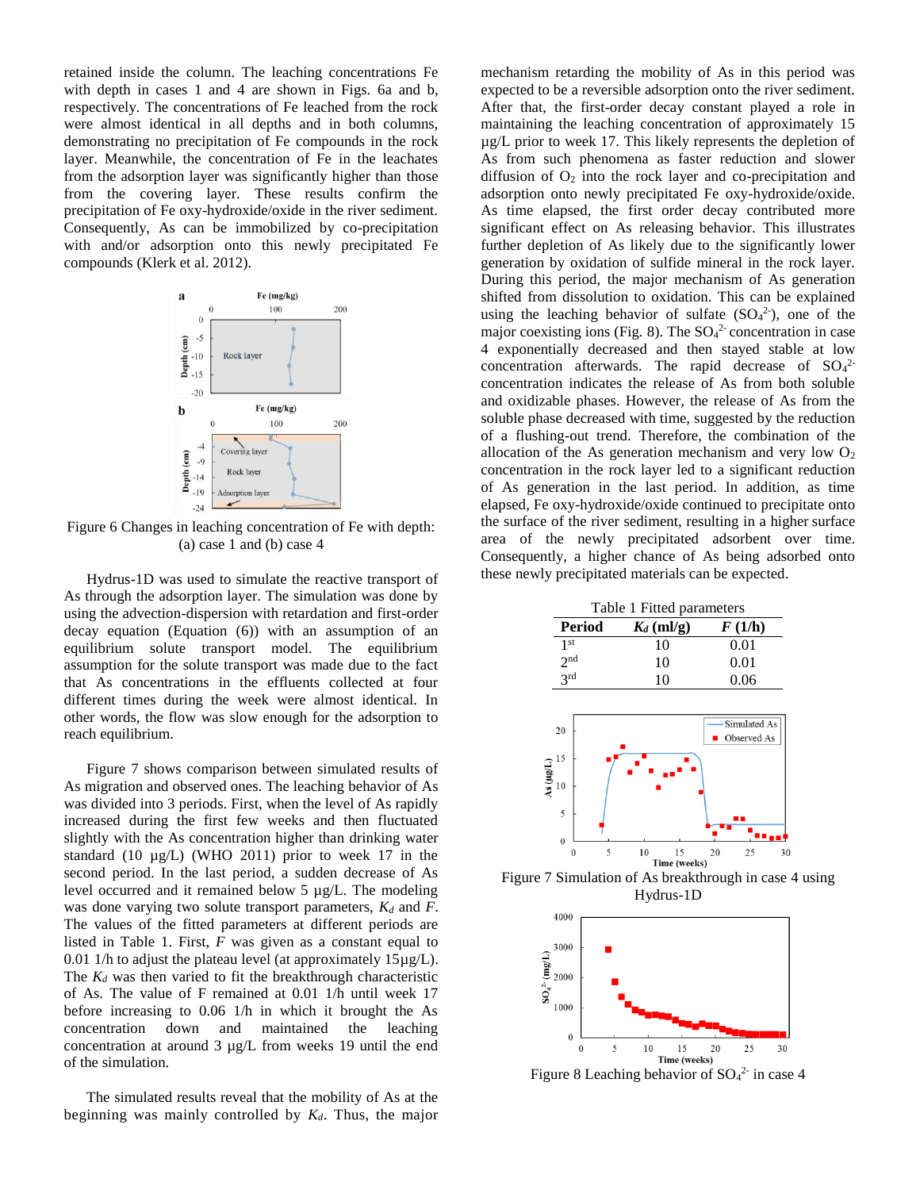retained inside the column. The leaching concentrations Fe with depth in cases 1 and 4 are shown in Figs. 6a and b, respectively. The concentrations of Fe leached from the rock were almost identical in all depths and in both columns, demonstrating no precipitation of Fe compounds in the rock layer. Meanwhile, the concentration of Fe in the leachates from the adsorption layer was significantly higher than those from the covering layer. These results confirm the precipitation of Fe oxy-hydroxide/oxide in the river sediment. Consequently, As can be immobilized by co-precipitation with and/or adsorption onto this newly precipitated Fe compounds (Klerk et al. 2012).

Figure 6 Changes in leaching concentration of Fe with depth: (a) case 1 and (b) case 4

Hydrus-1D was used to simulate the reactive transport of As through the adsorption layer. The simulation was done by using the advection-dispersion with retardation and first-order decay equation (Equation (6)) with an assumption of an equilibrium solute transport model. The equilibrium assumption for the solute transport was made due to the fact that As concentrations in the effluents collected at four different times during the week were almost identical. In other words, the flow was slow enough for the adsorption to reach equilibrium.

Figure 7 shows comparison between simulated results of As migration and observed ones. The leaching behavior of As was divided into 3 periods. First, when the level of As rapidly increased during the first few weeks and then fluctuated slightly with the As concentration higher than drinking water standard (10 µg/L) (WHO 2011) prior to week 17 in the second period. In the last period, a sudden decrease of As level occurred and it remained below 5 µg/L. The modeling was done varying two solute transport parameters, $K_d$ and $F$. The values of the fitted parameters at different periods are listed in Table 1. First, $F$ was given as a constant equal to 0.01 1/h to adjust the plateau level (at approximately 15µg/L). The $K_d$ was then varied to fit the breakthrough characteristic of As. The value of F remained at 0.01 1/h until week 17 before increasing to 0.06 1/h in which it brought the As concentration down and maintained the leaching concentration at around 3 µg/L from weeks 19 until the end of the simulation.

The simulated results reveal that the mobility of As at the beginning was mainly controlled by $K_d$. Thus, the major mechanism retarding the mobility of As in this period was expected to be a reversible adsorption onto the river sediment. After that, the first-order decay constant played a role in maintaining the leaching concentration of approximately 15 µg/L prior to week 17. This likely represents the depletion of As from such phenomena as faster reduction and slower diffusion of $O_2$ into the rock layer and co-precipitation and adsorption onto newly precipitated Fe oxy-hydroxide/oxide. As time elapsed, the first order decay contributed more significant effect on As releasing behavior. This illustrates further depletion of As likely due to the significantly lower generation by oxidation of sulfide mineral in the rock layer. During this period, the major mechanism of As generation shifted from dissolution to oxidation. This can be explained using the leaching behavior of sulfate ($SO_4^{2-}$), one of the major coexisting ions (Fig. 8). The $SO_4^{2-}$ concentration in case 4 exponentially decreased and then stayed stable at low concentration afterwards. The rapid decrease of $SO_4^{2-}$ concentration indicates the release of As from both soluble and oxidizable phases. However, the release of As from the soluble phase decreased with time, suggested by the reduction of a flushing-out trend. Therefore, the combination of the allocation of the As generation mechanism and very low $O_2$ concentration in the rock layer led to a significant reduction of As generation in the last period. In addition, as time elapsed, Fe oxy-hydroxide/oxide continued to precipitate onto the surface of the river sediment, resulting in a higher surface area of the newly precipitated adsorbent over time. Consequently, a higher chance of As being adsorbed onto these newly precipitated materials can be expected.

Table 1 Fitted parameters

| Period | $K_d$ (ml/g) | $F$ (1/h) |
|---|---|---|
| 1st | 10 | 0.01 |
| 2nd | 10 | 0.01 |
| 3rd | 10 | 0.06 |

Figure 7 Simulation of As breakthrough in case 4 using Hydrus-1D

Figure 8 Leaching behavior of $SO_4^{2-}$ in case 4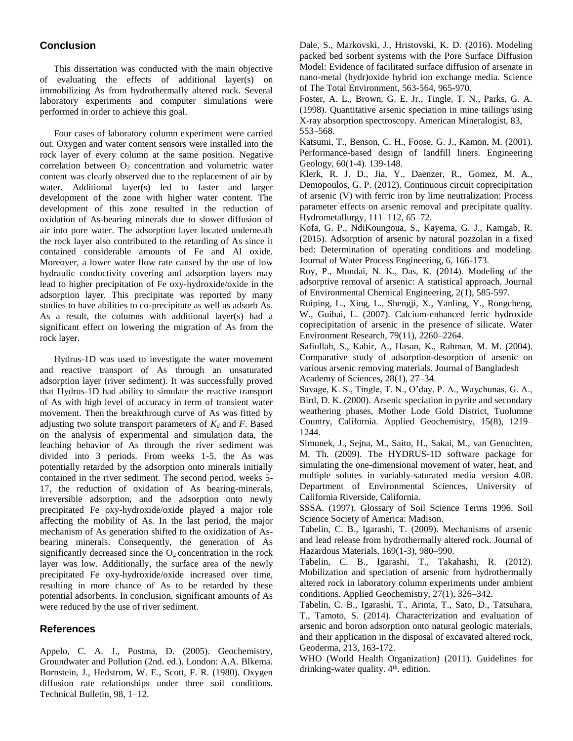## Conclusion

This dissertation was conducted with the main objective of evaluating the effects of additional layer(s) on immobilizing As from hydrothermally altered rock. Several laboratory experiments and computer simulations were performed in order to achieve this goal.

Four cases of laboratory column experiment were carried out. Oxygen and water content sensors were installed into the rock layer of every column at the same position. Negative correlation between $O_2$ concentration and volumetric water content was clearly observed due to the replacement of air by water. Additional layer(s) led to faster and larger development of the zone with higher water content. The development of this zone resulted in the reduction of oxidation of As-bearing minerals due to slower diffusion of air into pore water. The adsorption layer located underneath the rock layer also contributed to the retarding of As since it contained considerable amounts of Fe and Al oxide. Moreover, a lower water flow rate caused by the use of low hydraulic conductivity covering and adsorption layers may lead to higher precipitation of Fe oxy-hydroxide/oxide in the adsorption layer. This precipitate was reported by many studies to have abilities to co-precipitate as well as adsorb As. As a result, the columns with additional layer(s) had a significant effect on lowering the migration of As from the rock layer.

Hydrus-1D was used to investigate the water movement and reactive transport of As through an unsaturated adsorption layer (river sediment). It was successfully proved that Hydrus-1D had ability to simulate the reactive transport of As with high level of accuracy in term of transient water movement. Then the breakthrough curve of As was fitted by adjusting two solute transport parameters of $K_d$ and $F$. Based on the analysis of experimental and simulation data, the leaching behavior of As through the river sediment was divided into 3 periods. From weeks 1-5, the As was potentially retarded by the adsorption onto minerals initially contained in the river sediment. The second period, weeks 5-17, the reduction of oxidation of As bearing-minerals, irreversible adsorption, and the adsorption onto newly precipitated Fe oxy-hydroxide/oxide played a major role affecting the mobility of As. In the last period, the major mechanism of As generation shifted to the oxidization of As-bearing minerals. Consequently, the generation of As significantly decreased since the $O_2$ concentration in the rock layer was low. Additionally, the surface area of the newly precipitated Fe oxy-hydroxide/oxide increased over time, resulting in more chance of As to be retarded by these potential adsorbents. In conclusion, significant amounts of As were reduced by the use of river sediment.

## References

Appelo, C. A. J., Postma, D. (2005). Geochemistry, Groundwater and Pollution (2nd. ed.). London: A.A. Blkema.

Bornstein, J., Hedstrom, W. E., Scott, F. R. (1980). Oxygen diffusion rate relationships under three soil conditions. Technical Bulletin, 98, 1–12.

Dale, S., Markovski, J., Hristovski, K. D. (2016). Modeling packed bed sorbent systems with the Pore Surface Diffusion Model: Evidence of facilitated surface diffusion of arsenate in nano-metal (hydr)oxide hybrid ion exchange media. Science of The Total Environment, 563-564, 965-970.

Foster, A. L., Brown, G. E. Jr., Tingle, T. N., Parks, G. A. (1998). Quantitative arsenic speciation in mine tailings using X-ray absorption spectroscopy. American Mineralogist, 83, 553–568.

Katsumi, T., Benson, C. H., Foose, G. J., Kamon, M. (2001). Performance-based design of landfill liners. Engineering Geology, 60(1-4). 139-148.

Klerk, R. J. D., Jia, Y., Daenzer, R., Gomez, M. A., Demopoulos, G. P. (2012). Continuous circuit coprecipitation of arsenic (V) with ferric iron by lime neutralization: Process parameter effects on arsenic removal and precipitate quality. Hydrometallurgy, 111–112, 65–72.

Kofa, G. P., NdiKoungoua, S., Kayema, G. J., Kamgab, R. (2015). Adsorption of arsenic by natural pozzolan in a fixed bed: Determination of operating conditions and modeling. Journal of Water Process Engineering, 6, 166-173.

Roy, P., Mondai, N. K., Das, K. (2014). Modeling of the adsorptive removal of arsenic: A statistical approach. Journal of Environmental Chemical Engineering, 2(1), 585-597.

Ruiping, L., Xing, L., Shengji, X., Yanling, Y., Rongcheng, W., Guibai, L. (2007). Calcium-enhanced ferric hydroxide coprecipitation of arsenic in the presence of silicate. Water Environment Research, 79(11), 2260–2264.

Safiullah, S., Kabir, A., Hasan, K., Rahman, M. M. (2004). Comparative study of adsorption-desorption of arsenic on various arsenic removing materials. Journal of Bangladesh Academy of Sciences, 28(1), 27–34.

Savage, K. S., Tingle, T. N., O'day, P. A., Waychunas, G. A., Bird, D. K. (2000). Arsenic speciation in pyrite and secondary weathering phases, Mother Lode Gold District, Tuolumne Country, California. Applied Geochemistry, 15(8), 1219–1244.

Simunek, J., Sejna, M., Saito, H., Sakai, M., van Genuchten, M. Th. (2009). The HYDRUS-1D software package for simulating the one-dimensional movement of water, heat, and multiple solutes in variably-saturated media version 4.08. Department of Environmental Sciences, University of California Riverside, California.

SSSA. (1997). Glossary of Soil Science Terms 1996. Soil Science Society of America: Madison.

Tabelin, C. B., Igarashi, T. (2009). Mechanisms of arsenic and lead release from hydrothermally altered rock. Journal of Hazardous Materials, 169(1-3), 980–990.

Tabelin, C. B., Igarashi, T., Takahashi, R. (2012). Mobilization and speciation of arsenic from hydrothermally altered rock in laboratory column experiments under ambient conditions. Applied Geochemistry, 27(1), 326–342.

Tabelin, C. B., Igarashi, T., Arima, T., Sato, D., Tatsuhara, T., Tamoto, S. (2014). Characterization and evaluation of arsenic and boron adsorption onto natural geologic materials, and their application in the disposal of excavated altered rock, Geoderma, 213, 163-172.

WHO (World Health Organization) (2011). Guidelines for drinking-water quality. 4th. edition.